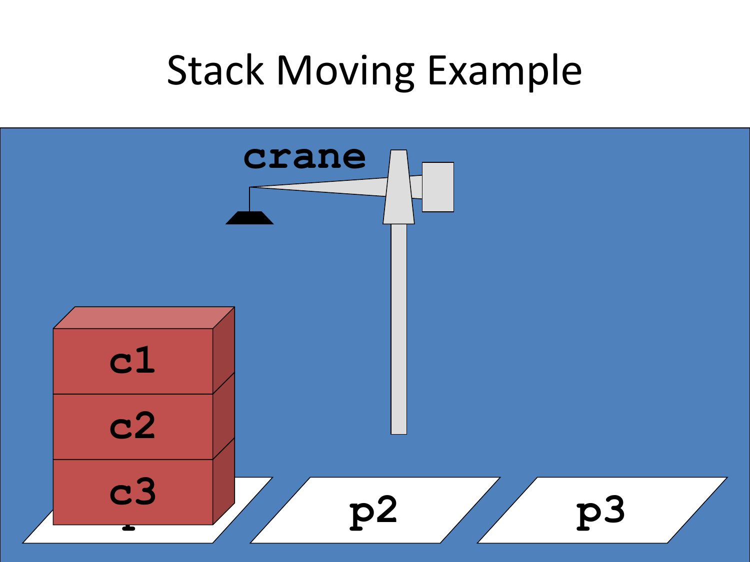# Stack Moving Example

crane

c1

c2

c3

p1

p2

p3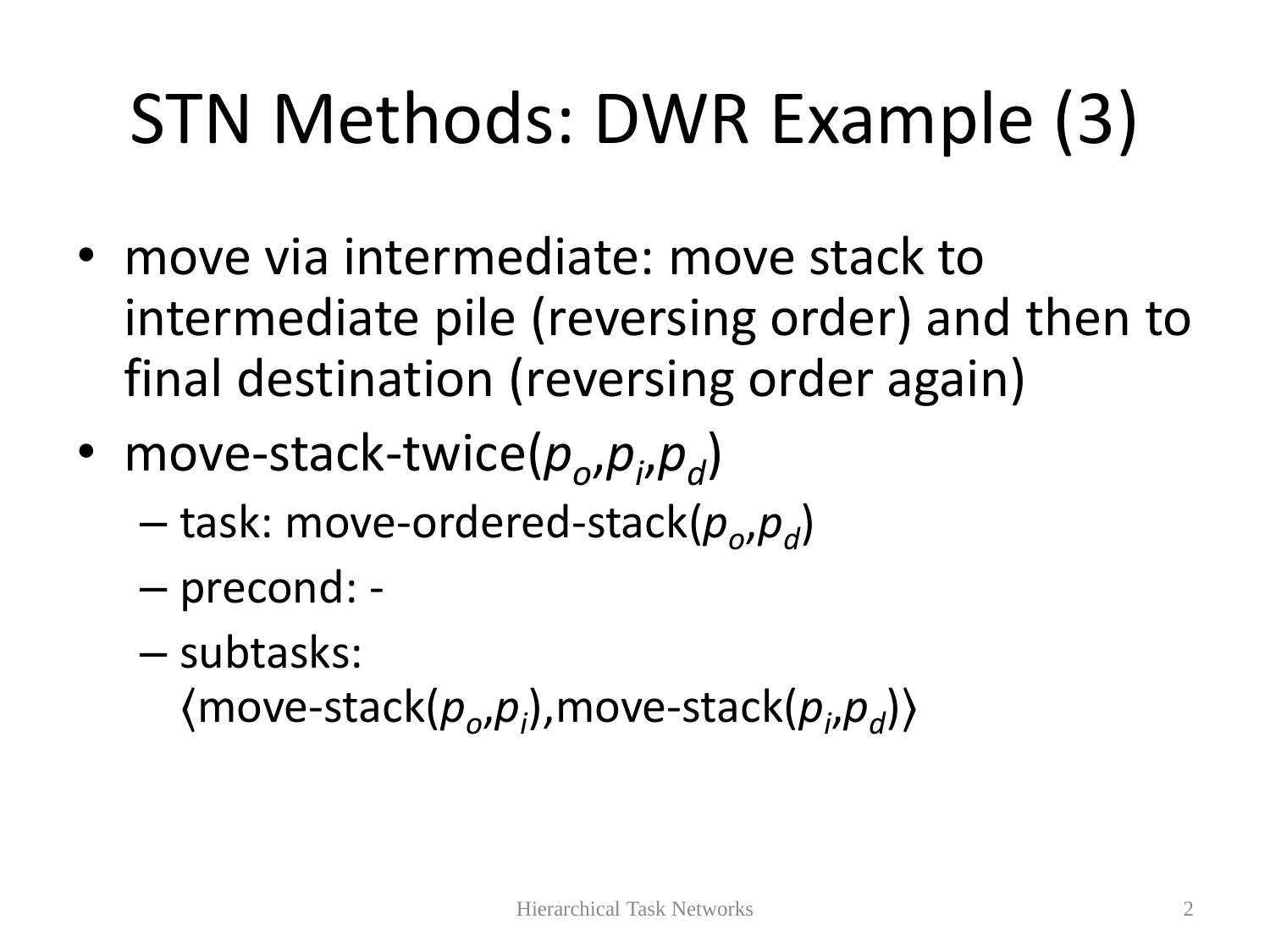# STN Methods: DWR Example (3)

- move via intermediate: move stack to intermediate pile (reversing order) and then to final destination (reversing order again)
- move-stack-twice($p_o$,$p_i$,$p_d$)
  - task: move-ordered-stack($p_o$,$p_d$)
  - precond: -
  - subtasks: ⟨move-stack($p_o$,$p_i$),move-stack($p_i$,$p_d$)⟩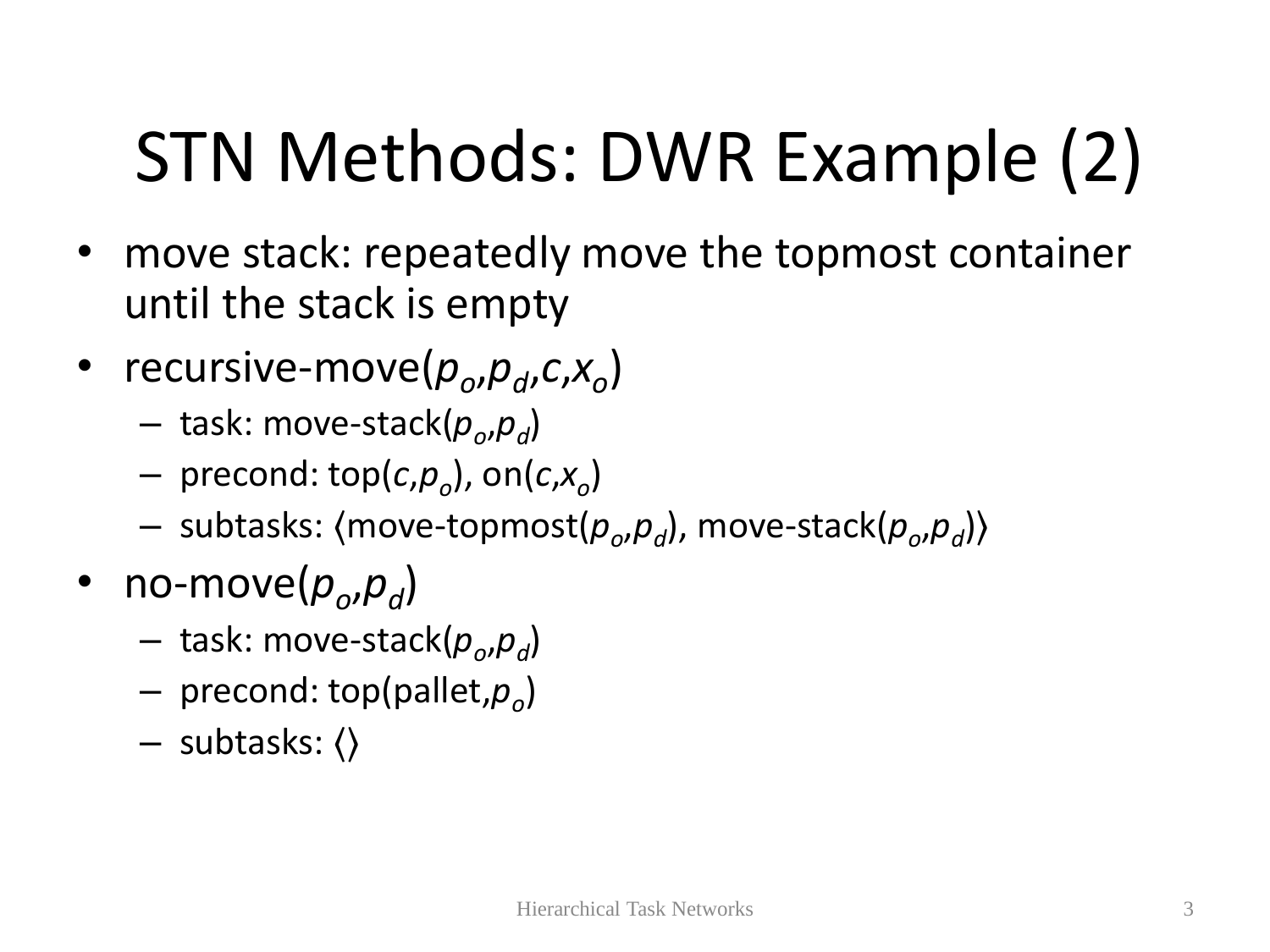# STN Methods: DWR Example (2)

- move stack: repeatedly move the topmost container until the stack is empty
- recursive-move($p_o$,$p_d$,$c$,$x_o$)
  - task: move-stack($p_o$,$p_d$)
  - precond: top($c$,$p_o$), on($c$,$x_o$)
  - subtasks: ⟨move-topmost($p_o$,$p_d$), move-stack($p_o$,$p_d$)⟩
- no-move($p_o$,$p_d$)
  - task: move-stack($p_o$,$p_d$)
  - precond: top(pallet,$p_o$)
  - subtasks: ⟨⟩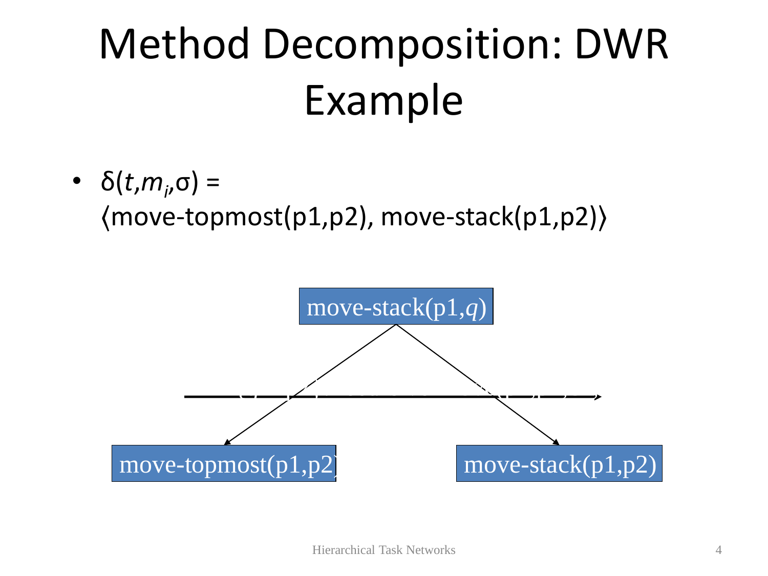# Method Decomposition: DWR Example

- $\delta(t, m_i, \sigma)$ =
  ⟨move-topmost(p1,p2), move-stack(p1,p2)⟩

move-stack(p1,*q*)

move-topmost(p1,p2)

move-stack(p1,p2)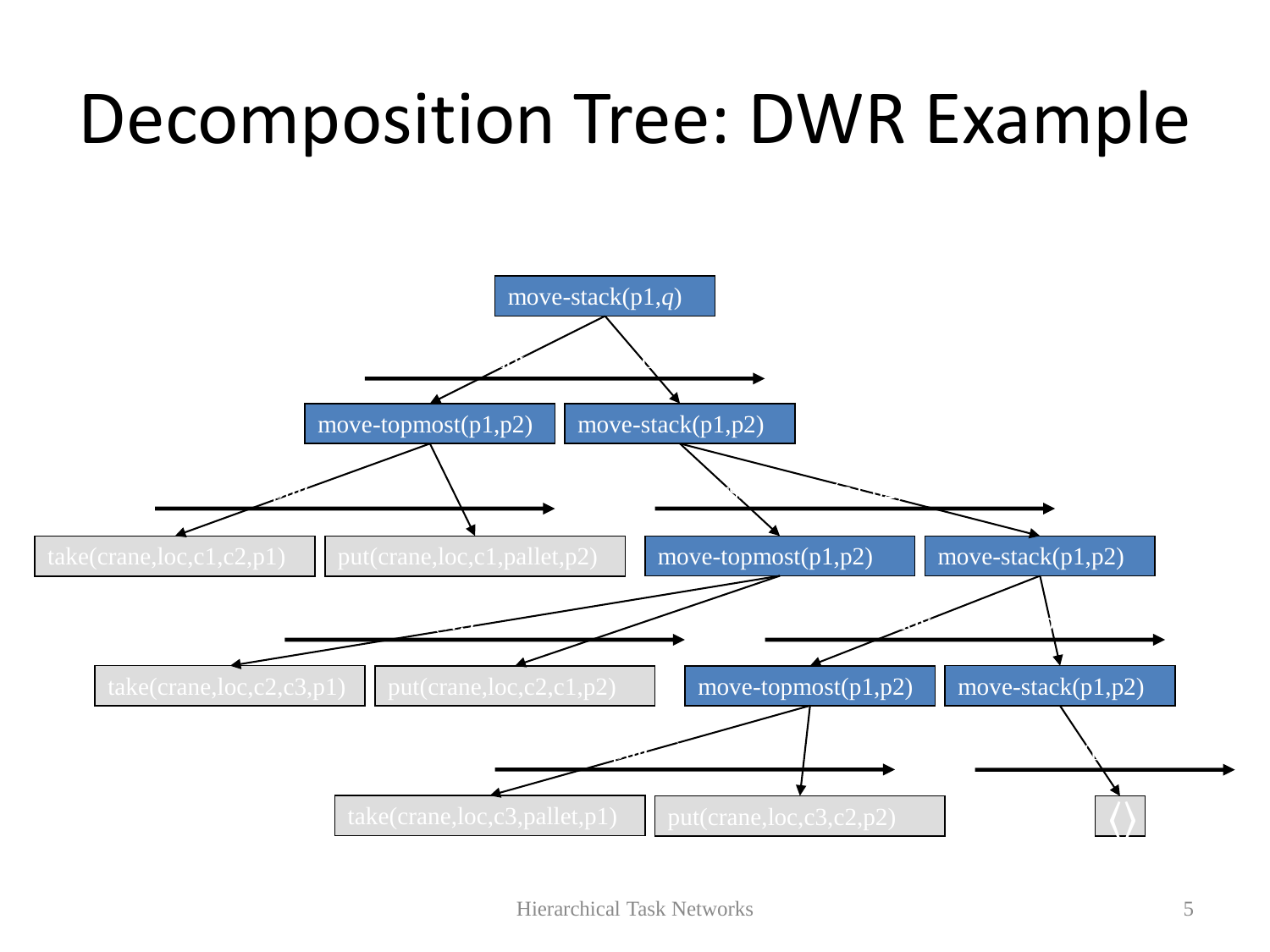# Decomposition Tree: DWR Example

- move-stack(p1,*q*)
  - move-topmost(p1,p2)
    - take(crane,loc,c1,c2,p1)
    - put(crane,loc,c1,pallet,p2)
  - move-stack(p1,p2)
    - move-topmost(p1,p2)
      - take(crane,loc,c2,c3,p1)
      - put(crane,loc,c2,c1,p2)
    - move-stack(p1,p2)
      - move-topmost(p1,p2)
        - take(crane,loc,c3,pallet,p1)
        - put(crane,loc,c3,c2,p2)
      - move-stack(p1,p2)
        - ⟨⟩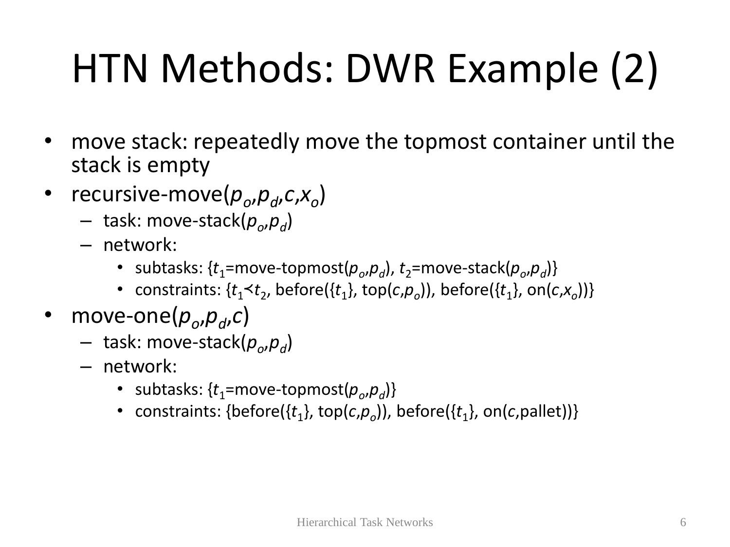# HTN Methods: DWR Example (2)

- move stack: repeatedly move the topmost container until the stack is empty
- recursive-move($p_o$,$p_d$,$c$,$x_o$)
  - task: move-stack($p_o$,$p_d$)
  - network:
    - subtasks: {$t_1$=move-topmost($p_o$,$p_d$), $t_2$=move-stack($p_o$,$p_d$)}
    - constraints: {$t_1 \prec t_2$, before({$t_1$}, top($c$,$p_o$)), before({$t_1$}, on($c$,$x_o$))}
- move-one($p_o$,$p_d$,$c$)
  - task: move-stack($p_o$,$p_d$)
  - network:
    - subtasks: {$t_1$=move-topmost($p_o$,$p_d$)}
    - constraints: {before({$t_1$}, top($c$,$p_o$)), before({$t_1$}, on($c$,pallet))}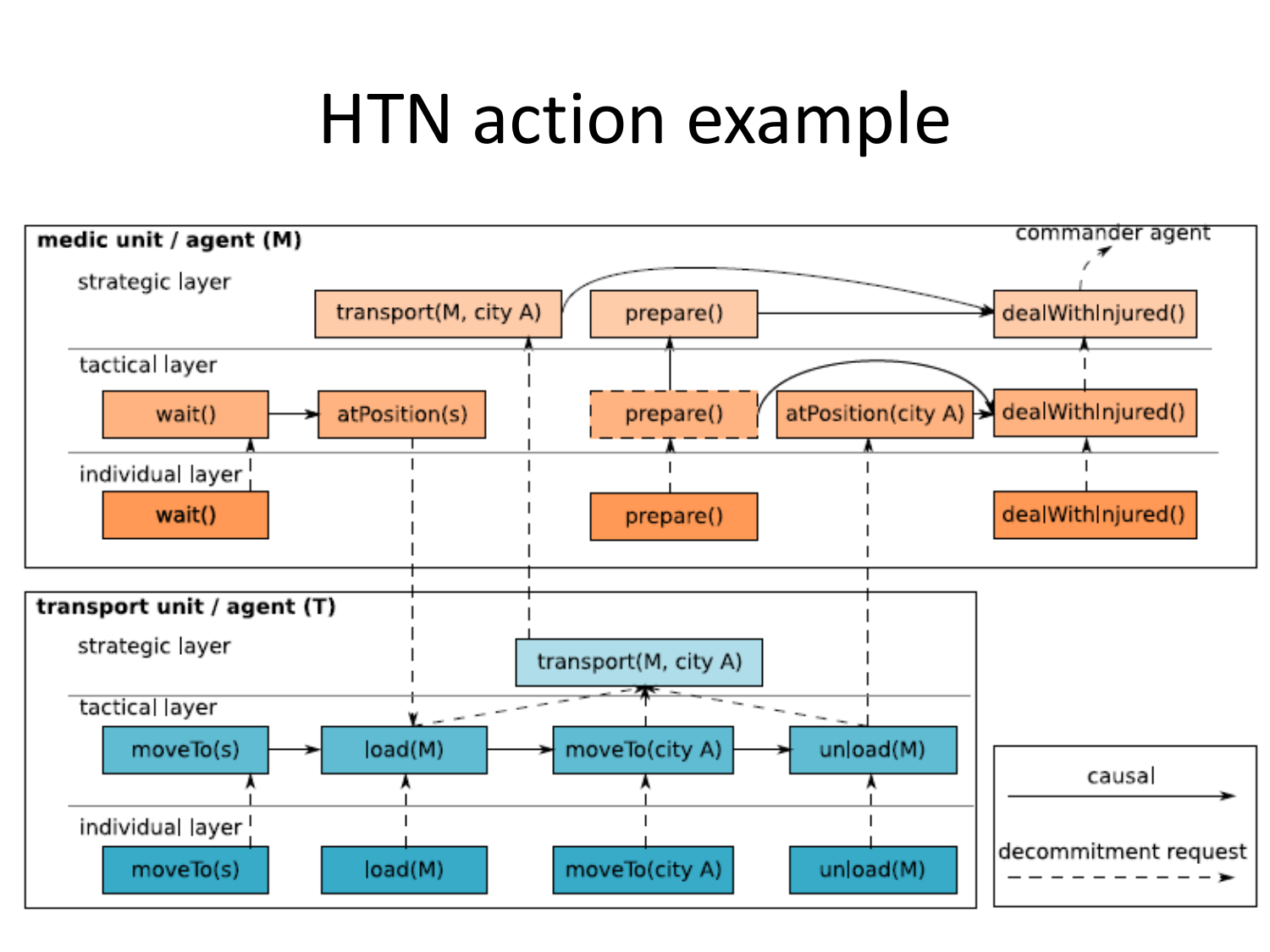# HTN action example

**medic unit / agent (M)**

strategic layer: transport(M, city A), prepare(), dealWithInjured() → commander agent

tactical layer: wait(), atPosition(s), prepare(), atPosition(city A), dealWithInjured()

individual layer: wait(), prepare(), dealWithInjured()

**transport unit / agent (T)**

strategic layer: transport(M, city A)

tactical layer: moveTo(s), load(M), moveTo(city A), unload(M)

individual layer: moveTo(s), load(M), moveTo(city A), unload(M)

Legend:
- causal (solid arrow)
- decommitment request (dashed arrow)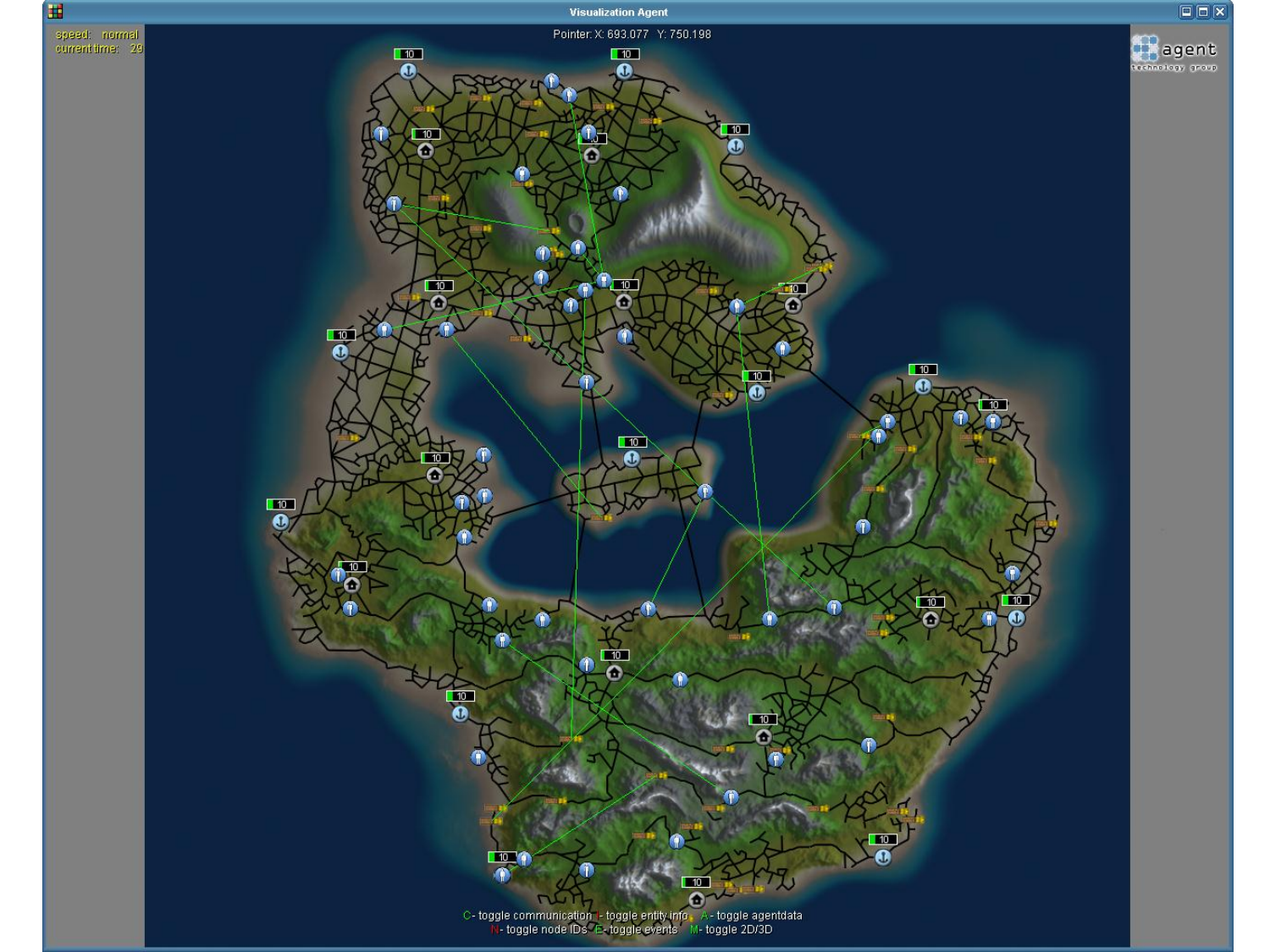Visualization Agent

speed: normal
current time: 29

Pointer: X: 693.077 Y: 750.198

agent
technology group

C - toggle communication I - toggle entity info A - toggle agentdata
N - toggle node IDs E - toggle events M - toggle 2D/3D